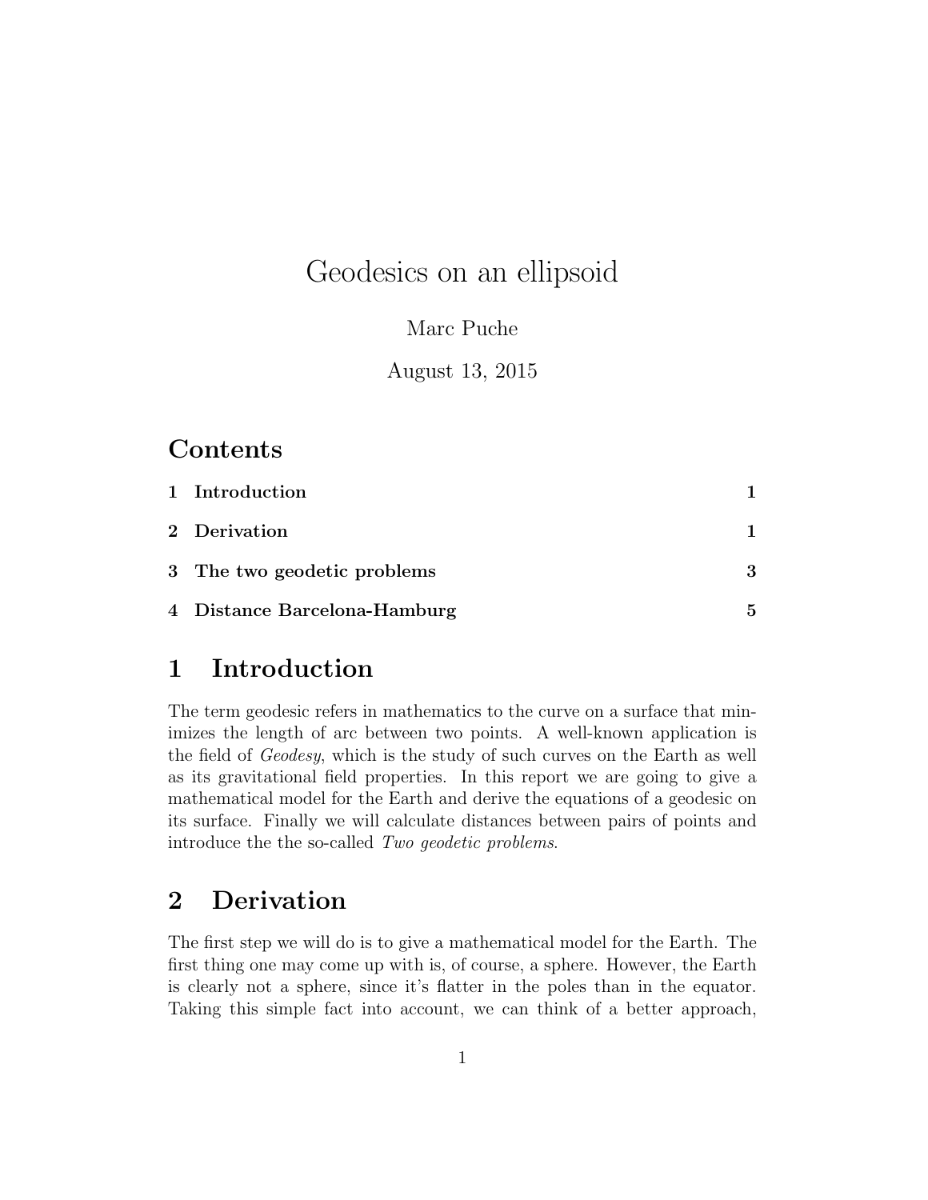# Geodesics on an ellipsoid

Marc Puche

August 13, 2015

## Contents

| | | |
|---|---|---|
| 1 | **Introduction** | 1 |
| 2 | **Derivation** | 1 |
| 3 | **The two geodetic problems** | 3 |
| 4 | **Distance Barcelona-Hamburg** | 5 |

## 1 Introduction

The term geodesic refers in mathematics to the curve on a surface that minimizes the length of arc between two points. A well-known application is the field of *Geodesy*, which is the study of such curves on the Earth as well as its gravitational field properties. In this report we are going to give a mathematical model for the Earth and derive the equations of a geodesic on its surface. Finally we will calculate distances between pairs of points and introduce the the so-called *Two geodetic problems*.

## 2 Derivation

The first step we will do is to give a mathematical model for the Earth. The first thing one may come up with is, of course, a sphere. However, the Earth is clearly not a sphere, since it's flatter in the poles than in the equator. Taking this simple fact into account, we can think of a better approach,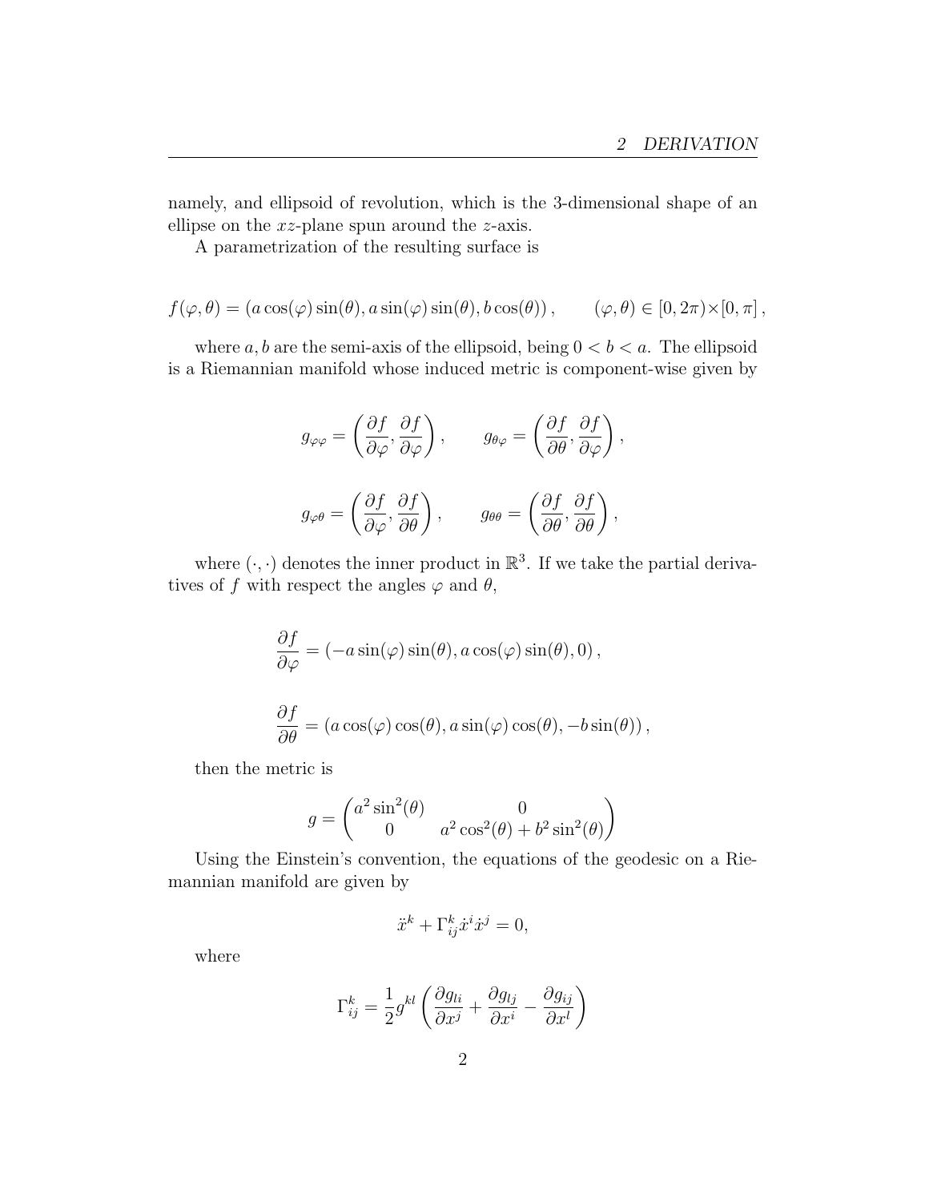namely, and ellipsoid of revolution, which is the 3-dimensional shape of an ellipse on the $xz$-plane spun around the $z$-axis.

A parametrization of the resulting surface is

$$f(\varphi,\theta) = (a\cos(\varphi)\sin(\theta), a\sin(\varphi)\sin(\theta), b\cos(\theta)), \qquad (\varphi,\theta) \in [0,2\pi)\times[0,\pi],$$

where $a, b$ are the semi-axis of the ellipsoid, being $0 < b < a$. The ellipsoid is a Riemannian manifold whose induced metric is component-wise given by

$$g_{\varphi\varphi} = \left(\frac{\partial f}{\partial \varphi}, \frac{\partial f}{\partial \varphi}\right), \qquad g_{\theta\varphi} = \left(\frac{\partial f}{\partial \theta}, \frac{\partial f}{\partial \varphi}\right),$$

$$g_{\varphi\theta} = \left(\frac{\partial f}{\partial \varphi}, \frac{\partial f}{\partial \theta}\right), \qquad g_{\theta\theta} = \left(\frac{\partial f}{\partial \theta}, \frac{\partial f}{\partial \theta}\right),$$

where $(\cdot,\cdot)$ denotes the inner product in $\mathbb{R}^3$. If we take the partial derivatives of $f$ with respect the angles $\varphi$ and $\theta$,

$$\frac{\partial f}{\partial \varphi} = (-a\sin(\varphi)\sin(\theta), a\cos(\varphi)\sin(\theta), 0),$$

$$\frac{\partial f}{\partial \theta} = (a\cos(\varphi)\cos(\theta), a\sin(\varphi)\cos(\theta), -b\sin(\theta)),$$

then the metric is

$$g = \begin{pmatrix} a^2\sin^2(\theta) & 0 \\ 0 & a^2\cos^2(\theta) + b^2\sin^2(\theta) \end{pmatrix}$$

Using the Einstein's convention, the equations of the geodesic on a Riemannian manifold are given by

$$\ddot{x}^k + \Gamma^k_{ij}\dot{x}^i\dot{x}^j = 0,$$

where

$$\Gamma^k_{ij} = \frac{1}{2}g^{kl}\left(\frac{\partial g_{li}}{\partial x^j} + \frac{\partial g_{lj}}{\partial x^i} - \frac{\partial g_{ij}}{\partial x^l}\right)$$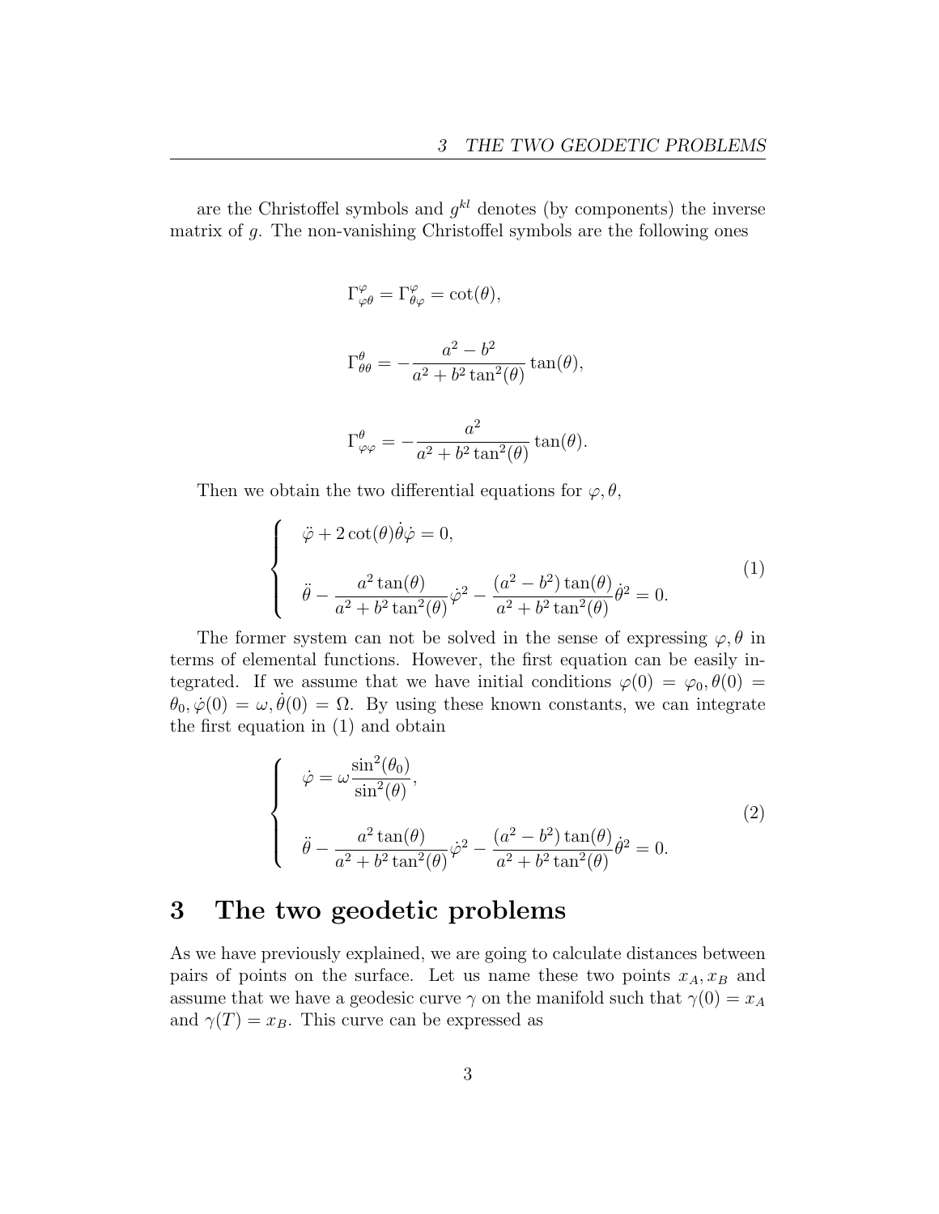are the Christoffel symbols and $g^{kl}$ denotes (by components) the inverse matrix of $g$. The non-vanishing Christoffel symbols are the following ones

$$\Gamma^{\varphi}_{\varphi\theta} = \Gamma^{\varphi}_{\theta\varphi} = \cot(\theta),$$

$$\Gamma^{\theta}_{\theta\theta} = -\frac{a^2 - b^2}{a^2 + b^2\tan^2(\theta)}\tan(\theta),$$

$$\Gamma^{\theta}_{\varphi\varphi} = -\frac{a^2}{a^2 + b^2\tan^2(\theta)}\tan(\theta).$$

Then we obtain the two differential equations for $\varphi, \theta$,

$$\begin{cases} \ddot{\varphi} + 2\cot(\theta)\dot{\theta}\dot{\varphi} = 0, \\ \ddot{\theta} - \dfrac{a^2\tan(\theta)}{a^2 + b^2\tan^2(\theta)}\dot{\varphi}^2 - \dfrac{(a^2 - b^2)\tan(\theta)}{a^2 + b^2\tan^2(\theta)}\dot{\theta}^2 = 0. \end{cases} \tag{1}$$

The former system can not be solved in the sense of expressing $\varphi, \theta$ in terms of elemental functions. However, the first equation can be easily integrated. If we assume that we have initial conditions $\varphi(0) = \varphi_0, \theta(0) = \theta_0, \dot{\varphi}(0) = \omega, \dot{\theta}(0) = \Omega$. By using these known constants, we can integrate the first equation in (1) and obtain

$$\begin{cases} \dot{\varphi} = \omega\dfrac{\sin^2(\theta_0)}{\sin^2(\theta)}, \\ \ddot{\theta} - \dfrac{a^2\tan(\theta)}{a^2 + b^2\tan^2(\theta)}\dot{\varphi}^2 - \dfrac{(a^2 - b^2)\tan(\theta)}{a^2 + b^2\tan^2(\theta)}\dot{\theta}^2 = 0. \end{cases} \tag{2}$$

# 3 The two geodetic problems

As we have previously explained, we are going to calculate distances between pairs of points on the surface. Let us name these two points $x_A, x_B$ and assume that we have a geodesic curve $\gamma$ on the manifold such that $\gamma(0) = x_A$ and $\gamma(T) = x_B$. This curve can be expressed as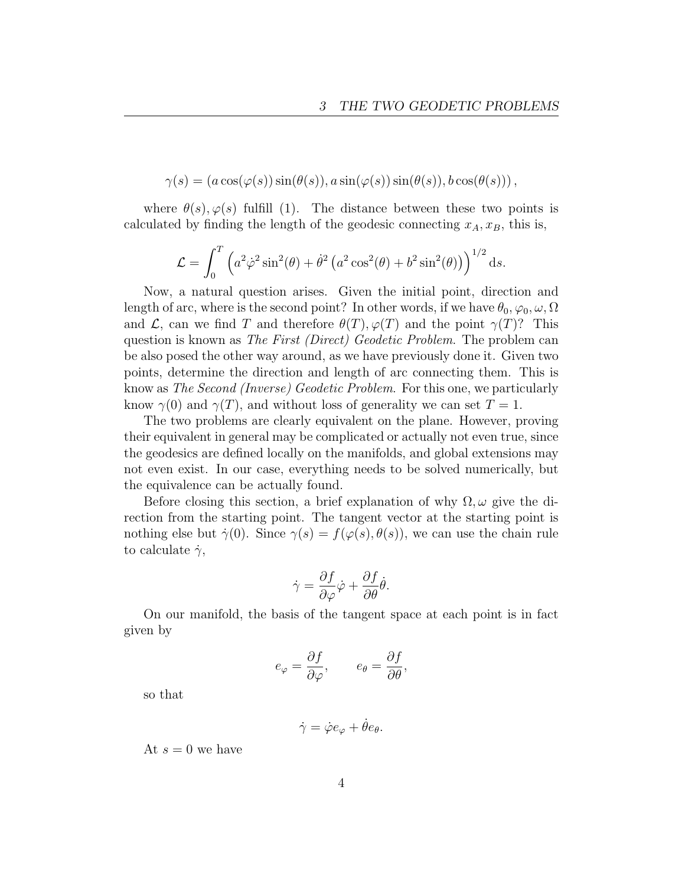$$\gamma(s) = \left(a\cos(\varphi(s))\sin(\theta(s)), a\sin(\varphi(s))\sin(\theta(s)), b\cos(\theta(s))\right),$$

where $\theta(s), \varphi(s)$ fulfill (1). The distance between these two points is calculated by finding the length of the geodesic connecting $x_A, x_B$, this is,

$$\mathcal{L} = \int_0^T \left(a^2\dot{\varphi}^2\sin^2(\theta) + \dot{\theta}^2\left(a^2\cos^2(\theta) + b^2\sin^2(\theta)\right)\right)^{1/2} \mathrm{d}s.$$

Now, a natural question arises. Given the initial point, direction and length of arc, where is the second point? In other words, if we have $\theta_0, \varphi_0, \omega, \Omega$ and $\mathcal{L}$, can we find $T$ and therefore $\theta(T), \varphi(T)$ and the point $\gamma(T)$? This question is known as *The First (Direct) Geodetic Problem*. The problem can be also posed the other way around, as we have previously done it. Given two points, determine the direction and length of arc connecting them. This is know as *The Second (Inverse) Geodetic Problem*. For this one, we particularly know $\gamma(0)$ and $\gamma(T)$, and without loss of generality we can set $T = 1$.

The two problems are clearly equivalent on the plane. However, proving their equivalent in general may be complicated or actually not even true, since the geodesics are defined locally on the manifolds, and global extensions may not even exist. In our case, everything needs to be solved numerically, but the equivalence can be actually found.

Before closing this section, a brief explanation of why $\Omega, \omega$ give the direction from the starting point. The tangent vector at the starting point is nothing else but $\dot{\gamma}(0)$. Since $\gamma(s) = f(\varphi(s), \theta(s))$, we can use the chain rule to calculate $\dot{\gamma}$,

$$\dot{\gamma} = \frac{\partial f}{\partial \varphi}\dot{\varphi} + \frac{\partial f}{\partial \theta}\dot{\theta}.$$

On our manifold, the basis of the tangent space at each point is in fact given by

$$e_\varphi = \frac{\partial f}{\partial \varphi}, \qquad e_\theta = \frac{\partial f}{\partial \theta},$$

so that

$$\dot{\gamma} = \dot{\varphi}e_\varphi + \dot{\theta}e_\theta.$$

At $s = 0$ we have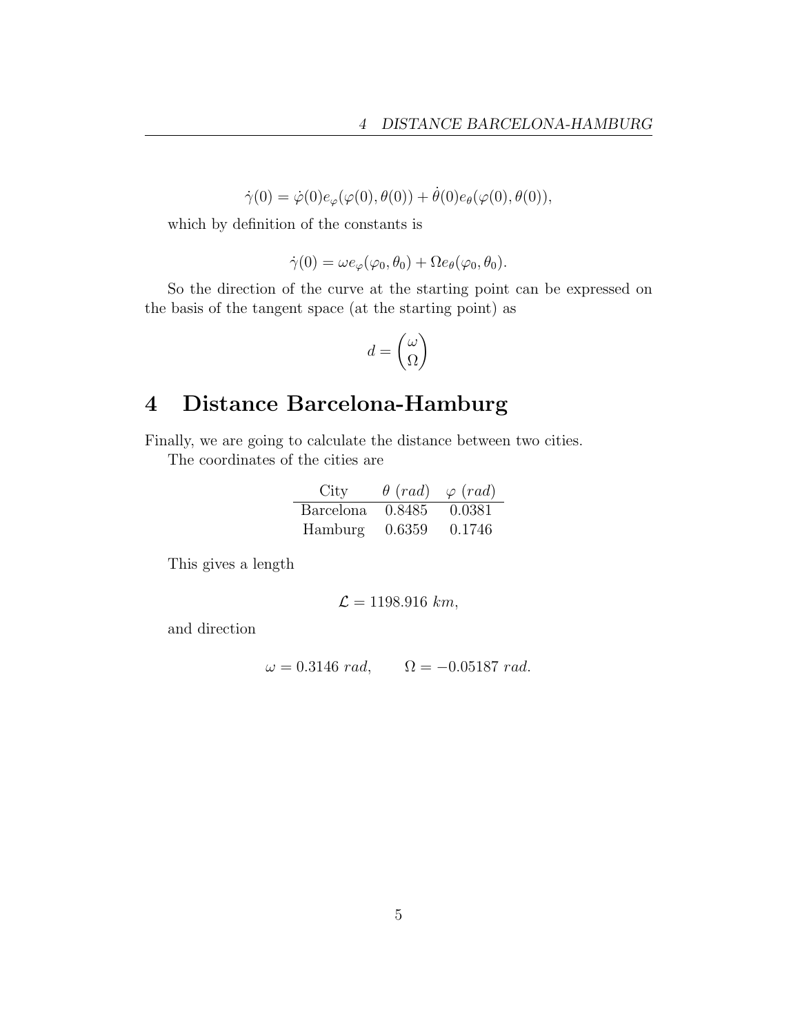$$\dot{\gamma}(0) = \dot{\varphi}(0)e_{\varphi}(\varphi(0), \theta(0)) + \dot{\theta}(0)e_{\theta}(\varphi(0), \theta(0)),$$

which by definition of the constants is

$$\dot{\gamma}(0) = \omega e_{\varphi}(\varphi_0, \theta_0) + \Omega e_{\theta}(\varphi_0, \theta_0).$$

So the direction of the curve at the starting point can be expressed on the basis of the tangent space (at the starting point) as

$$d = \begin{pmatrix} \omega \\ \Omega \end{pmatrix}$$

# 4 Distance Barcelona-Hamburg

Finally, we are going to calculate the distance between two cities.

The coordinates of the cities are

| City | $\theta$ $(rad)$ | $\varphi$ $(rad)$ |
|---|---|---|
| Barcelona | 0.8485 | 0.0381 |
| Hamburg | 0.6359 | 0.1746 |

This gives a length

$$\mathcal{L} = 1198.916\ km,$$

and direction

$$\omega = 0.3146\ rad, \qquad \Omega = -0.05187\ rad.$$